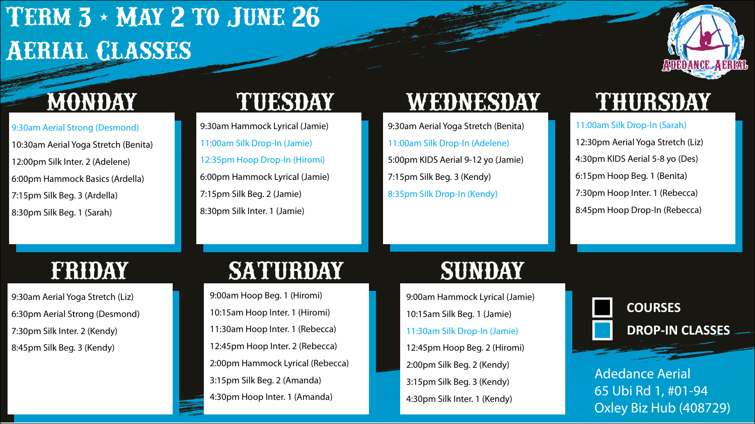# Term 3 ⋆ May 2 to June 26

# Aerial Classes

## Monday

- 9:30am Aerial Strong (Desmond)
- 10:30am Aerial Yoga Stretch (Benita)
- 12:00pm Silk Inter. 2 (Adelene)
- 6:00pm Hammock Basics (Ardella)
- 7:15pm Silk Beg. 3 (Ardella)
- 8:30pm Silk Beg. 1 (Sarah)

## Tuesday

- 9:30am Hammock Lyrical (Jamie)
- 11:00am Silk Drop-In (Jamie)
- 12:35pm Hoop Drop-In (Hiromi)
- 6:00pm Hammock Lyrical (Jamie)
- 7:15pm Silk Beg. 2 (Jamie)
- 8:30pm Silk Inter. 1 (Jamie)

## Wednesday

- 9:30am Aerial Yoga Stretch (Benita)
- 11:00am Silk Drop-In (Adelene)
- 5:00pm KIDS Aerial 9-12 yo (Jamie)
- 7:15pm Silk Beg. 3 (Kendy)
- 8:35pm Silk Drop-In (Kendy)

## Thursday

- 11:00am Silk Drop-In (Sarah)
- 12:30pm Aerial Yoga Stretch (Liz)
- 4:30pm KIDS Aerial 5-8 yo (Des)
- 6:15pm Hoop Beg. 1 (Benita)
- 7:30pm Hoop Inter. 1 (Rebecca)
- 8:45pm Hoop Drop-In (Rebecca)

## Friday

- 9:30am Aerial Yoga Stretch (Liz)
- 6:30pm Aerial Strong (Desmond)
- 7:30pm Silk Inter. 2 (Kendy)
- 8:45pm Silk Beg. 3 (Kendy)

## Saturday

- 9:00am Hoop Beg. 1 (Hiromi)
- 10:15am Hoop Inter. 1 (Hiromi)
- 11:30am Hoop Inter. 1 (Rebecca)
- 12:45pm Hoop Inter. 2 (Rebecca)
- 2:00pm Hammock Lyrical (Rebecca)
- 3:15pm Silk Beg. 2 (Amanda)
- 4:30pm Hoop Inter. 1 (Amanda)

## Sunday

- 9:00am Hammock Lyrical (Jamie)
- 10:15am Silk Beg. 1 (Jamie)
- 11:30am Silk Drop-In (Jamie)
- 12:45pm Hoop Beg. 2 (Hiromi)
- 2:00pm Silk Beg. 2 (Kendy)
- 3:15pm Silk Beg. 3 (Kendy)
- 4:30pm Silk Inter. 1 (Kendy)

**COURSES**

**DROP-IN CLASSES**

Adedance Aerial
65 Ubi Rd 1, #01-94
Oxley Biz Hub (408729)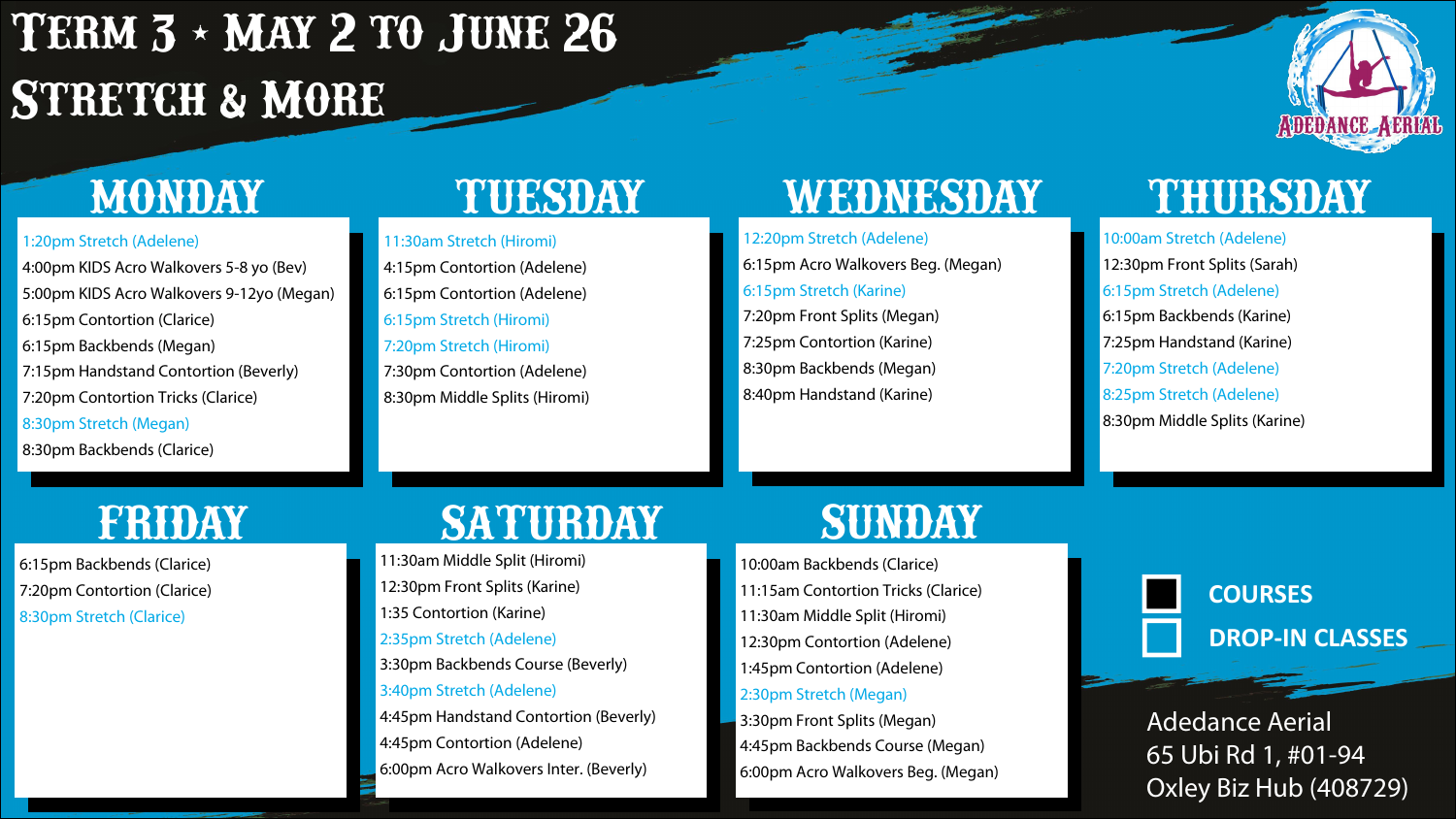# Term 3 ⋆ May 2 to June 26
# Stretch & More

Adedance Aerial

## Monday

- 1:20pm Stretch (Adelene)
- 4:00pm KIDS Acro Walkovers 5-8 yo (Bev)
- 5:00pm KIDS Acro Walkovers 9-12yo (Megan)
- 6:15pm Contortion (Clarice)
- 6:15pm Backbends (Megan)
- 7:15pm Handstand Contortion (Beverly)
- 7:20pm Contortion Tricks (Clarice)
- 8:30pm Stretch (Megan)
- 8:30pm Backbends (Clarice)

## Tuesday

- 11:30am Stretch (Hiromi)
- 4:15pm Contortion (Adelene)
- 6:15pm Contortion (Adelene)
- 6:15pm Stretch (Hiromi)
- 7:20pm Stretch (Hiromi)
- 7:30pm Contortion (Adelene)
- 8:30pm Middle Splits (Hiromi)

## Wednesday

- 12:20pm Stretch (Adelene)
- 6:15pm Acro Walkovers Beg. (Megan)
- 6:15pm Stretch (Karine)
- 7:20pm Front Splits (Megan)
- 7:25pm Contortion (Karine)
- 8:30pm Backbends (Megan)
- 8:40pm Handstand (Karine)

## Thursday

- 10:00am Stretch (Adelene)
- 12:30pm Front Splits (Sarah)
- 6:15pm Stretch (Adelene)
- 6:15pm Backbends (Karine)
- 7:25pm Handstand (Karine)
- 7:20pm Stretch (Adelene)
- 8:25pm Stretch (Adelene)
- 8:30pm Middle Splits (Karine)

## Friday

- 6:15pm Backbends (Clarice)
- 7:20pm Contortion (Clarice)
- 8:30pm Stretch (Clarice)

## Saturday

- 11:30am Middle Split (Hiromi)
- 12:30pm Front Splits (Karine)
- 1:35 Contortion (Karine)
- 2:35pm Stretch (Adelene)
- 3:30pm Backbends Course (Beverly)
- 3:40pm Stretch (Adelene)
- 4:45pm Handstand Contortion (Beverly)
- 4:45pm Contortion (Adelene)
- 6:00pm Acro Walkovers Inter. (Beverly)

## Sunday

- 10:00am Backbends (Clarice)
- 11:15am Contortion Tricks (Clarice)
- 11:30am Middle Split (Hiromi)
- 12:30pm Contortion (Adelene)
- 1:45pm Contortion (Adelene)
- 2:30pm Stretch (Megan)
- 3:30pm Front Splits (Megan)
- 4:45pm Backbends Course (Megan)
- 6:00pm Acro Walkovers Beg. (Megan)

**COURSES**

**DROP-IN CLASSES**

Adedance Aerial
65 Ubi Rd 1, #01-94
Oxley Biz Hub (408729)